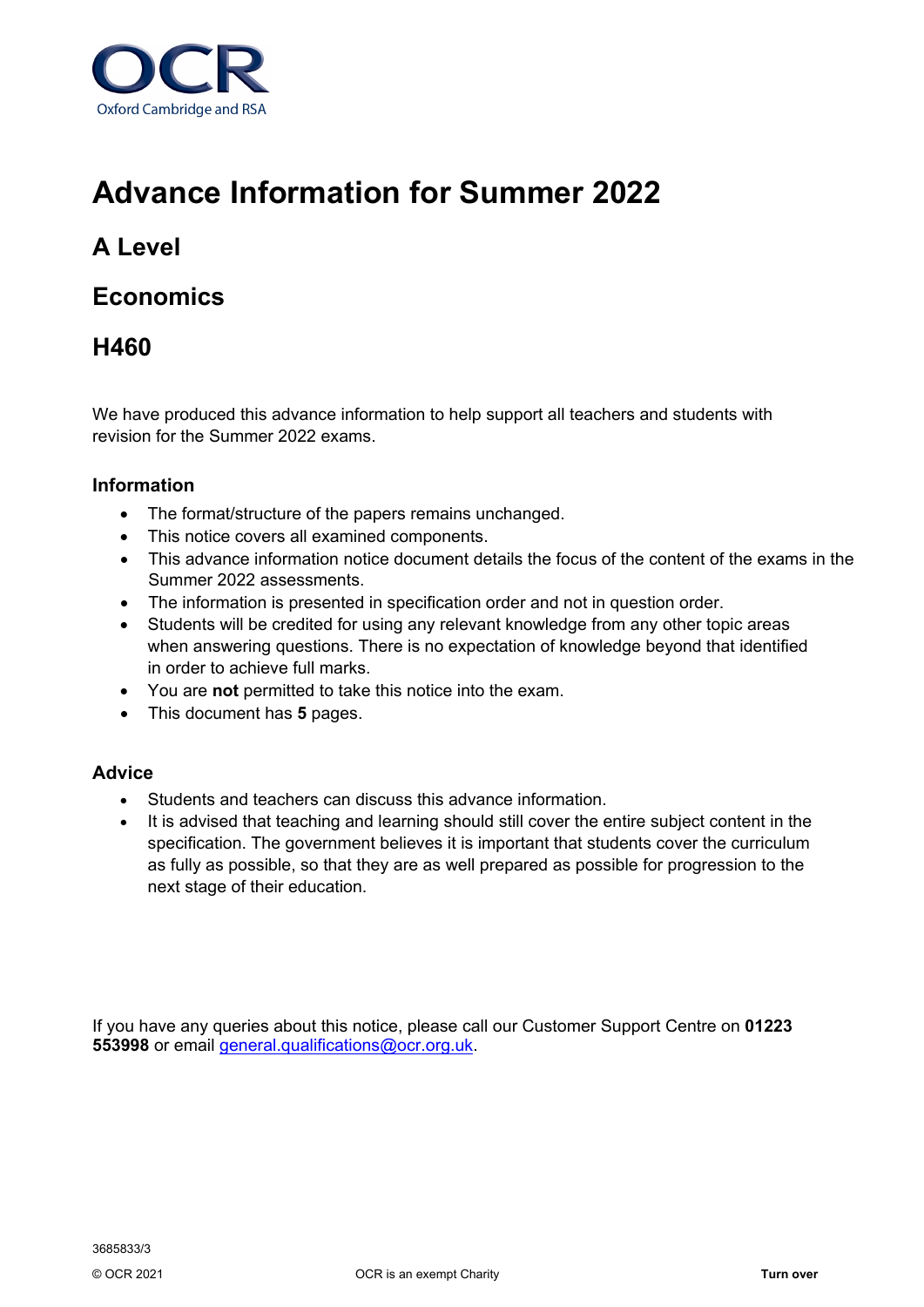# Advance Information for Summer 2022

## A Level

## Economics

## H460

We have produced this advance information to help support all teachers and students with revision for the Summer 2022 exams.

### Information

- The format/structure of the papers remains unchanged.
- This notice covers all examined components.
- This advance information notice document details the focus of the content of the exams in the Summer 2022 assessments.
- The information is presented in specification order and not in question order.
- Students will be credited for using any relevant knowledge from any other topic areas when answering questions. There is no expectation of knowledge beyond that identified in order to achieve full marks.
- You are **not** permitted to take this notice into the exam.
- This document has **5** pages.

### Advice

- Students and teachers can discuss this advance information.
- It is advised that teaching and learning should still cover the entire subject content in the specification. The government believes it is important that students cover the curriculum as fully as possible, so that they are as well prepared as possible for progression to the next stage of their education.

If you have any queries about this notice, please call our Customer Support Centre on **01223 553998** or email general.qualifications@ocr.org.uk.

3685833/3

© OCR 2021 OCR is an exempt Charity **Turn over**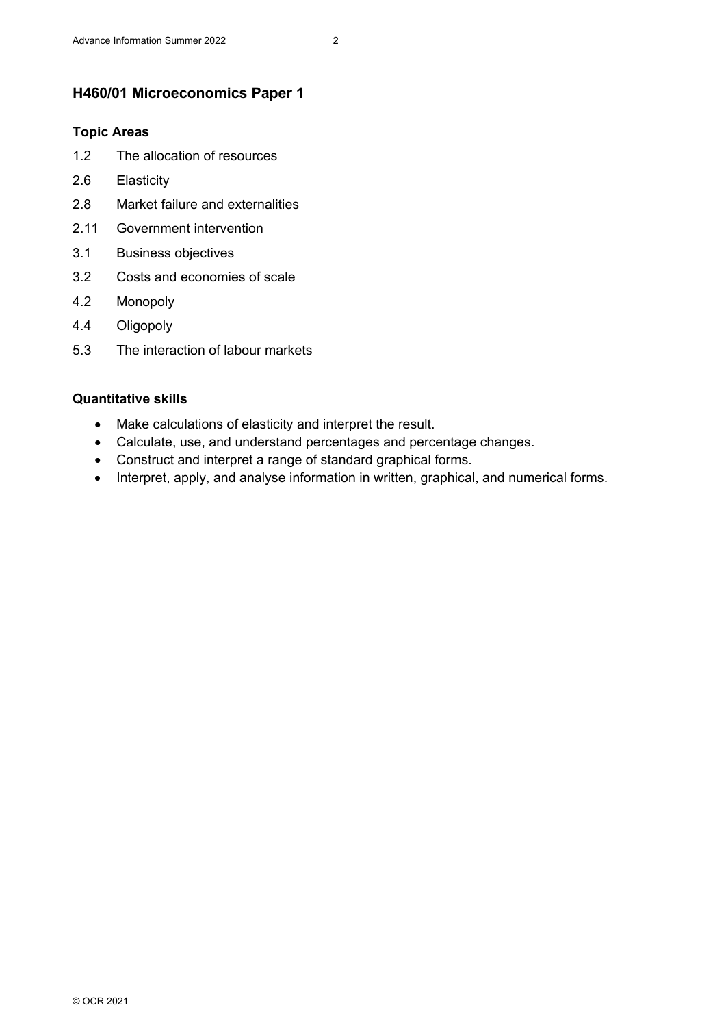## H460/01 Microeconomics Paper 1

### Topic Areas

1.2 The allocation of resources

2.6 Elasticity

2.8 Market failure and externalities

2.11 Government intervention

3.1 Business objectives

3.2 Costs and economies of scale

4.2 Monopoly

4.4 Oligopoly

5.3 The interaction of labour markets

### Quantitative skills

- Make calculations of elasticity and interpret the result.
- Calculate, use, and understand percentages and percentage changes.
- Construct and interpret a range of standard graphical forms.
- Interpret, apply, and analyse information in written, graphical, and numerical forms.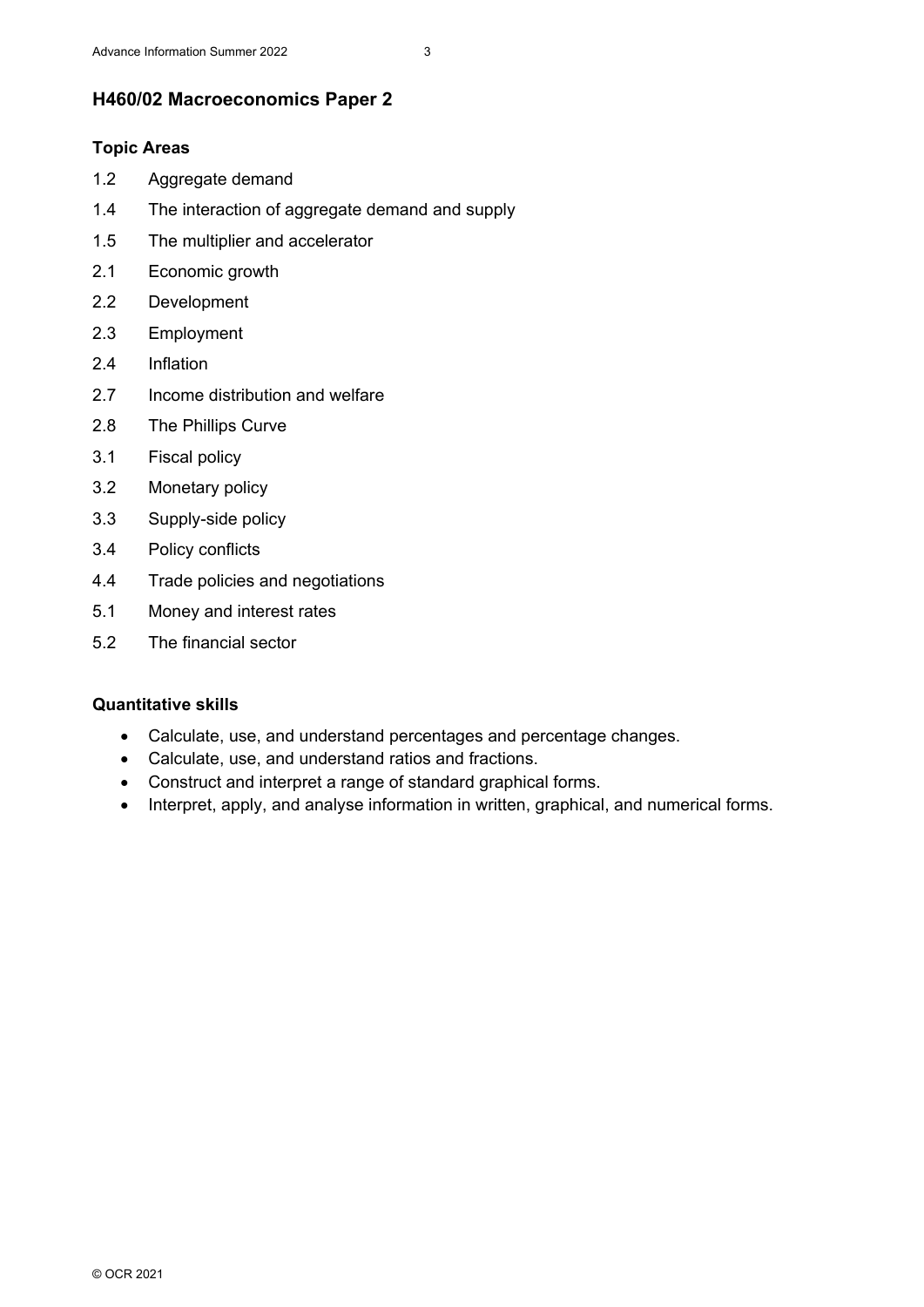## H460/02 Macroeconomics Paper 2

### Topic Areas

- 1.2 Aggregate demand
- 1.4 The interaction of aggregate demand and supply
- 1.5 The multiplier and accelerator
- 2.1 Economic growth
- 2.2 Development
- 2.3 Employment
- 2.4 Inflation
- 2.7 Income distribution and welfare
- 2.8 The Phillips Curve
- 3.1 Fiscal policy
- 3.2 Monetary policy
- 3.3 Supply-side policy
- 3.4 Policy conflicts
- 4.4 Trade policies and negotiations
- 5.1 Money and interest rates
- 5.2 The financial sector

### Quantitative skills

- Calculate, use, and understand percentages and percentage changes.
- Calculate, use, and understand ratios and fractions.
- Construct and interpret a range of standard graphical forms.
- Interpret, apply, and analyse information in written, graphical, and numerical forms.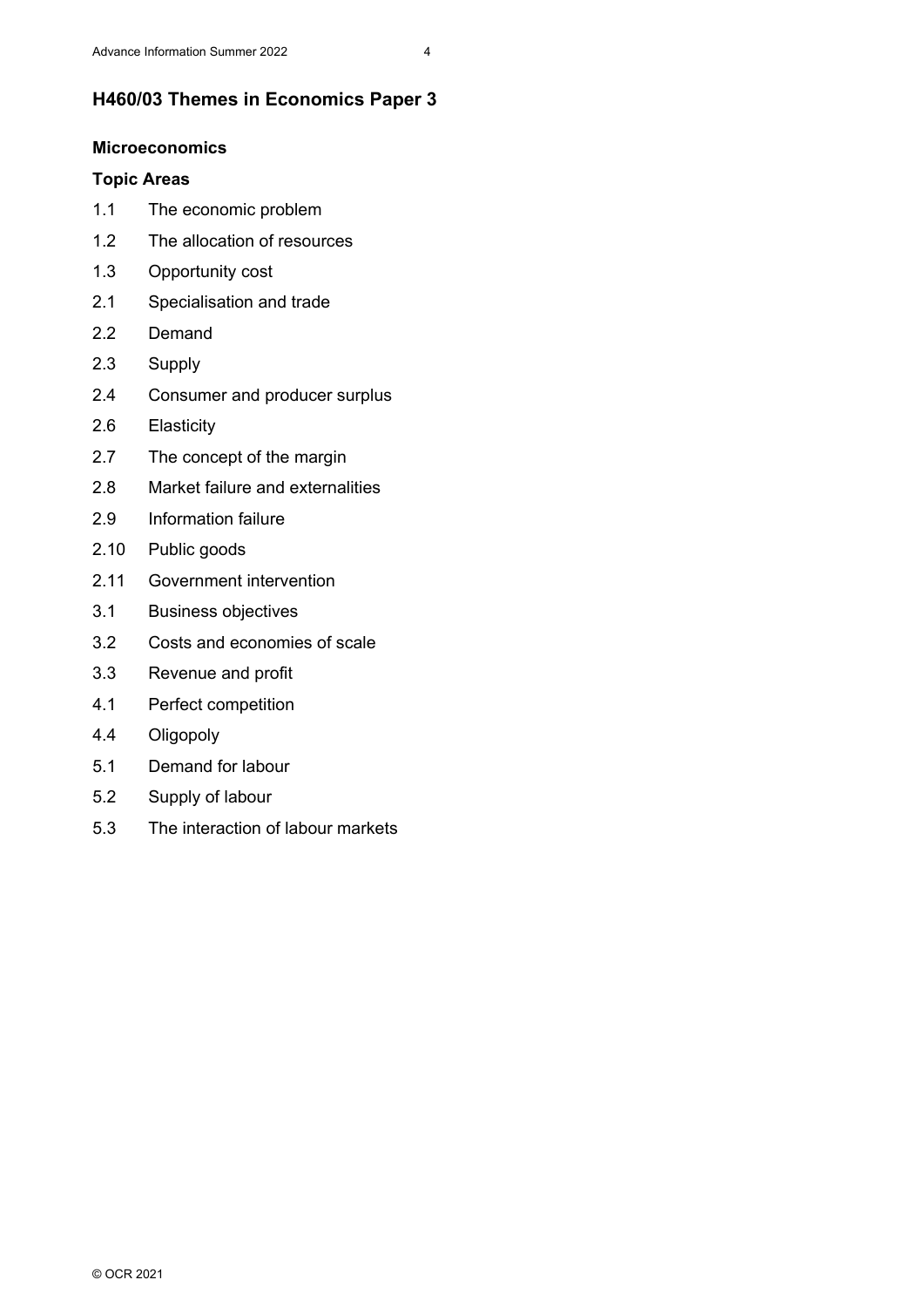## H460/03 Themes in Economics Paper 3

### Microeconomics

### Topic Areas

| | |
|---|---|
| 1.1 | The economic problem |
| 1.2 | The allocation of resources |
| 1.3 | Opportunity cost |
| 2.1 | Specialisation and trade |
| 2.2 | Demand |
| 2.3 | Supply |
| 2.4 | Consumer and producer surplus |
| 2.6 | Elasticity |
| 2.7 | The concept of the margin |
| 2.8 | Market failure and externalities |
| 2.9 | Information failure |
| 2.10 | Public goods |
| 2.11 | Government intervention |
| 3.1 | Business objectives |
| 3.2 | Costs and economies of scale |
| 3.3 | Revenue and profit |
| 4.1 | Perfect competition |
| 4.4 | Oligopoly |
| 5.1 | Demand for labour |
| 5.2 | Supply of labour |
| 5.3 | The interaction of labour markets |

© OCR 2021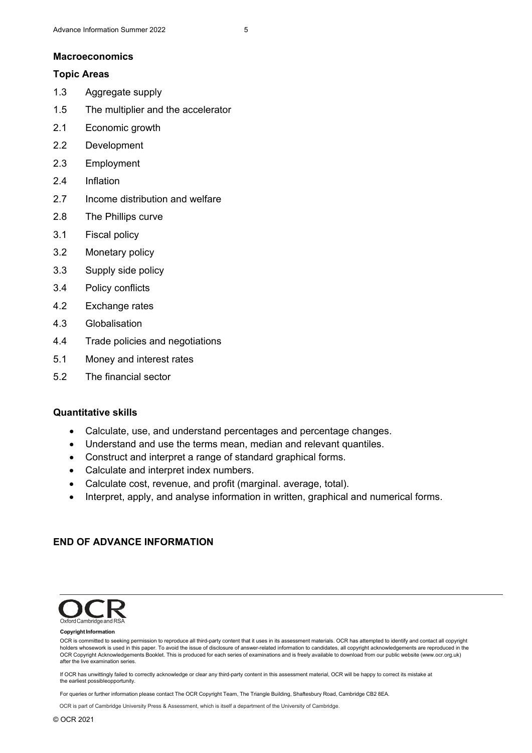### Macroeconomics

#### Topic Areas

- 1.3 Aggregate supply
- 1.5 The multiplier and the accelerator
- 2.1 Economic growth
- 2.2 Development
- 2.3 Employment
- 2.4 Inflation
- 2.7 Income distribution and welfare
- 2.8 The Phillips curve
- 3.1 Fiscal policy
- 3.2 Monetary policy
- 3.3 Supply side policy
- 3.4 Policy conflicts
- 4.2 Exchange rates
- 4.3 Globalisation
- 4.4 Trade policies and negotiations
- 5.1 Money and interest rates
- 5.2 The financial sector

#### Quantitative skills

- Calculate, use, and understand percentages and percentage changes.
- Understand and use the terms mean, median and relevant quantiles.
- Construct and interpret a range of standard graphical forms.
- Calculate and interpret index numbers.
- Calculate cost, revenue, and profit (marginal. average, total).
- Interpret, apply, and analyse information in written, graphical and numerical forms.

### END OF ADVANCE INFORMATION

OCR
Oxford Cambridge and RSA

**Copyright Information**

OCR is committed to seeking permission to reproduce all third-party content that it uses in its assessment materials. OCR has attempted to identify and contact all copyright holders whosework is used in this paper. To avoid the issue of disclosure of answer-related information to candidates, all copyright acknowledgements are reproduced in the OCR Copyright Acknowledgements Booklet. This is produced for each series of examinations and is freely available to download from our public website (www.ocr.org.uk) after the live examination series.

If OCR has unwittingly failed to correctly acknowledge or clear any third-party content in this assessment material, OCR will be happy to correct its mistake at the earliest possibleopportunity.

For queries or further information please contact The OCR Copyright Team, The Triangle Building, Shaftesbury Road, Cambridge CB2 8EA.

OCR is part of Cambridge University Press & Assessment, which is itself a department of the University of Cambridge.

© OCR 2021